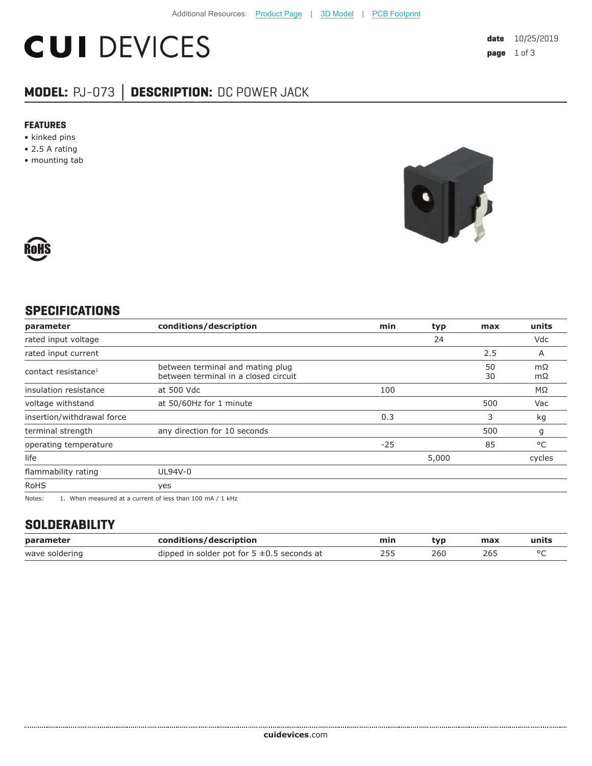Additional Resources: Product Page | 3D Model | PCB Footprint

# CUI DEVICES

**date** 10/25/2019

## MODEL: PJ-073 │ DESCRIPTION: DC POWER JACK

### FEATURES

- kinked pins
- 2.5 A rating
- mounting tab

RoHS

## SPECIFICATIONS

| parameter | conditions/description | min | typ | max | units |
|---|---|---|---|---|---|
| rated input voltage | | | 24 | | Vdc |
| rated input current | | | | 2.5 | A |
| contact resistance[1] | between terminal and mating plug<br>between terminal in a closed circuit | | | 50<br>30 | mΩ<br>mΩ |
| insulation resistance | at 500 Vdc | 100 | | | MΩ |
| voltage withstand | at 50/60Hz for 1 minute | | | 500 | Vac |
| insertion/withdrawal force | | 0.3 | | 3 | kg |
| terminal strength | any direction for 10 seconds | | | 500 | g |
| operating temperature | | -25 | | 85 | °C |
| life | | | 5,000 | | cycles |
| flammability rating | UL94V-0 | | | | |
| RoHS | yes | | | | |

Notes: 1. When measured at a current of less than 100 mA / 1 kHz

## SOLDERABILITY

| parameter | conditions/description | min | typ | max | units |
|---|---|---|---|---|---|
| wave soldering | dipped in solder pot for 5 ±0.5 seconds at | 255 | 260 | 265 | °C |

**cuidevices**.com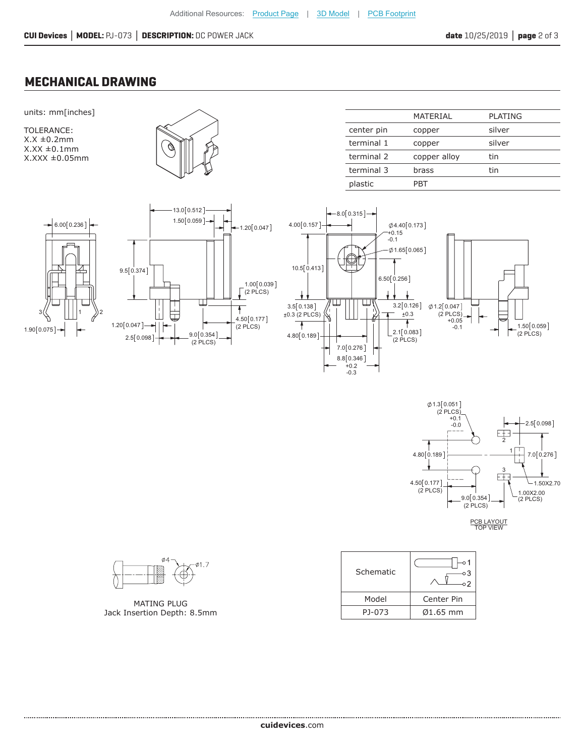Additional Resources: Product Page | 3D Model | PCB Footprint

## MECHANICAL DRAWING

units: mm[inches]

TOLERANCE:
X.X ±0.2mm
X.XX ±0.1mm
X.XXX ±0.05mm

| | MATERIAL | PLATING |
|---|---|---|
| center pin | copper | silver |
| terminal 1 | copper | silver |
| terminal 2 | copper alloy | tin |
| terminal 3 | brass | tin |
| plastic | PBT | |

PCB LAYOUT
TOP VIEW

MATING PLUG
Jack Insertion Depth: 8.5mm

| Schematic | |
|---|---|
| Model | Center Pin |
| PJ-073 | Ø1.65 mm |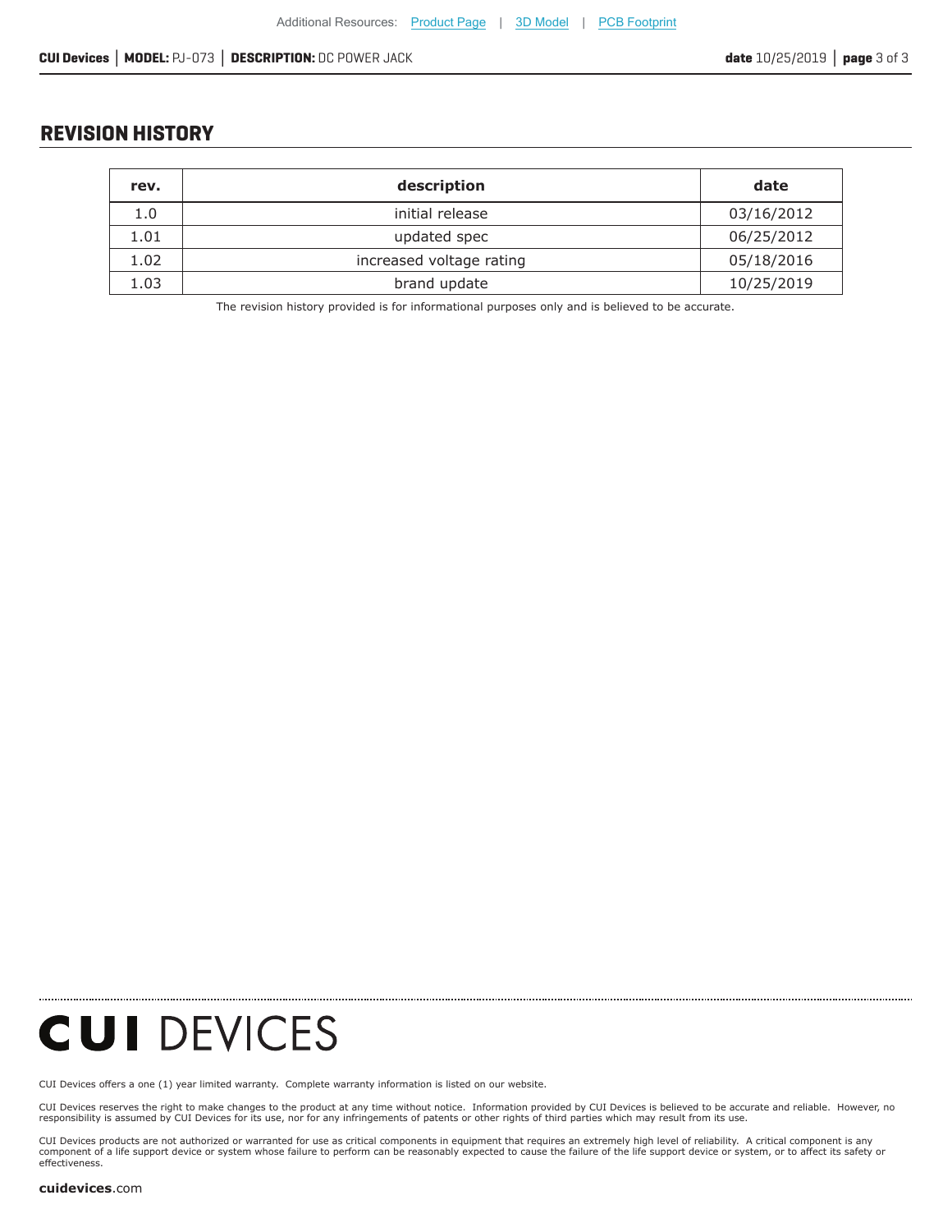## REVISION HISTORY

| rev. | description | date |
| --- | --- | --- |
| 1.0 | initial release | 03/16/2012 |
| 1.01 | updated spec | 06/25/2012 |
| 1.02 | increased voltage rating | 05/18/2016 |
| 1.03 | brand update | 10/25/2019 |

The revision history provided is for informational purposes only and is believed to be accurate.

**CUI** DEVICES

CUI Devices offers a one (1) year limited warranty. Complete warranty information is listed on our website.

CUI Devices reserves the right to make changes to the product at any time without notice. Information provided by CUI Devices is believed to be accurate and reliable. However, no responsibility is assumed by CUI Devices for its use, nor for any infringements of patents or other rights of third parties which may result from its use.

CUI Devices products are not authorized or warranted for use as critical components in equipment that requires an extremely high level of reliability. A critical component is any component of a life support device or system whose failure to perform can be reasonably expected to cause the failure of the life support device or system, or to affect its safety or effectiveness.

**cuidevices**.com